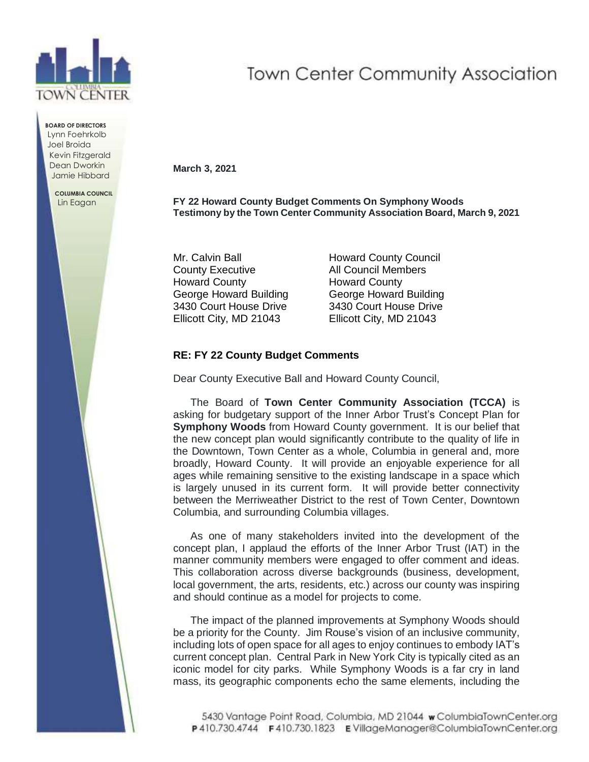# Town Center Community Association

**BOARD OF DIRECTORS**
Lynn Foehrkolb
Joel Broida
Kevin Fitzgerald
Dean Dworkin
Jamie Hibbard

**COLUMBIA COUNCIL**
Lin Eagan

**March 3, 2021**

**FY 22 Howard County Budget Comments On Symphony Woods**
**Testimony by the Town Center Community Association Board, March 9, 2021**

Mr. Calvin Ball
County Executive
Howard County
George Howard Building
3430 Court House Drive
Ellicott City, MD 21043

Howard County Council
All Council Members
Howard County
George Howard Building
3430 Court House Drive
Ellicott City, MD 21043

**RE: FY 22 County Budget Comments**

Dear County Executive Ball and Howard County Council,

The Board of **Town Center Community Association (TCCA)** is asking for budgetary support of the Inner Arbor Trust's Concept Plan for **Symphony Woods** from Howard County government. It is our belief that the new concept plan would significantly contribute to the quality of life in the Downtown, Town Center as a whole, Columbia in general and, more broadly, Howard County. It will provide an enjoyable experience for all ages while remaining sensitive to the existing landscape in a space which is largely unused in its current form. It will provide better connectivity between the Merriweather District to the rest of Town Center, Downtown Columbia, and surrounding Columbia villages.

As one of many stakeholders invited into the development of the concept plan, I applaud the efforts of the Inner Arbor Trust (IAT) in the manner community members were engaged to offer comment and ideas. This collaboration across diverse backgrounds (business, development, local government, the arts, residents, etc.) across our county was inspiring and should continue as a model for projects to come.

The impact of the planned improvements at Symphony Woods should be a priority for the County. Jim Rouse's vision of an inclusive community, including lots of open space for all ages to enjoy continues to embody IAT's current concept plan. Central Park in New York City is typically cited as an iconic model for city parks. While Symphony Woods is a far cry in land mass, its geographic components echo the same elements, including the

5430 Vantage Point Road, Columbia, MD 21044 w ColumbiaTownCenter.org
P 410.730.4744 F 410.730.1823 E VillageManager@ColumbiaTownCenter.org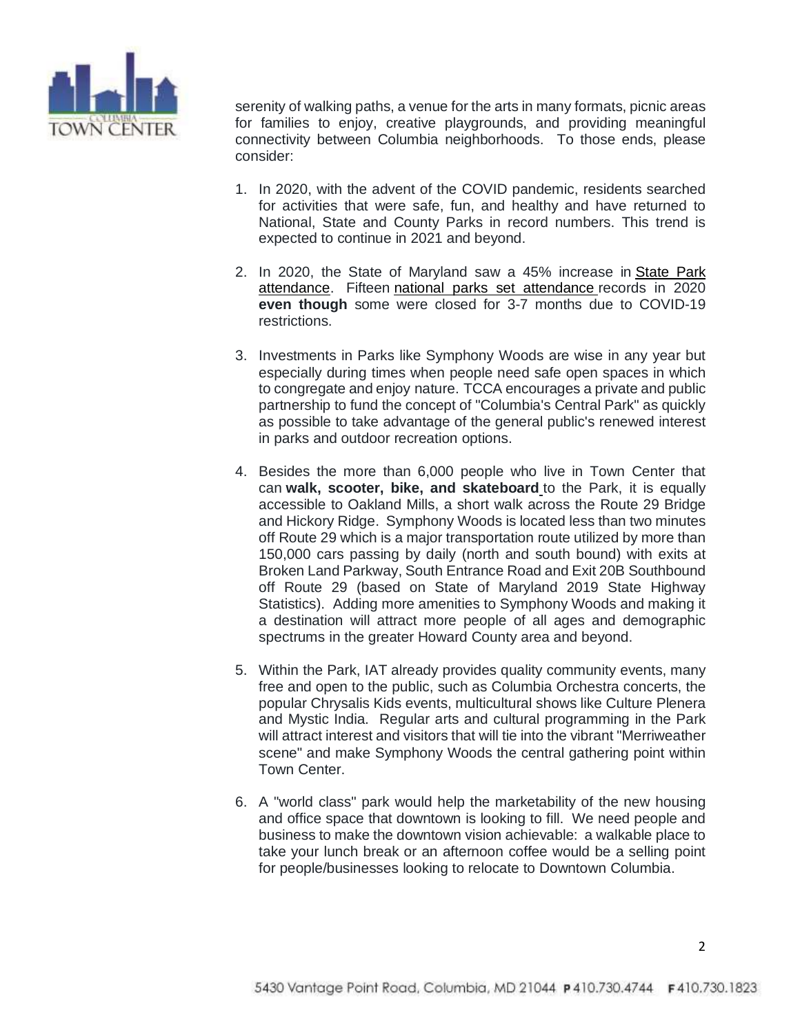serenity of walking paths, a venue for the arts in many formats, picnic areas for families to enjoy, creative playgrounds, and providing meaningful connectivity between Columbia neighborhoods. To those ends, please consider:

1. In 2020, with the advent of the COVID pandemic, residents searched for activities that were safe, fun, and healthy and have returned to National, State and County Parks in record numbers. This trend is expected to continue in 2021 and beyond.

2. In 2020, the State of Maryland saw a 45% increase in State Park attendance. Fifteen national parks set attendance records in 2020 **even though** some were closed for 3-7 months due to COVID-19 restrictions.

3. Investments in Parks like Symphony Woods are wise in any year but especially during times when people need safe open spaces in which to congregate and enjoy nature. TCCA encourages a private and public partnership to fund the concept of "Columbia's Central Park" as quickly as possible to take advantage of the general public's renewed interest in parks and outdoor recreation options.

4. Besides the more than 6,000 people who live in Town Center that can **walk, scooter, bike, and skateboard** to the Park, it is equally accessible to Oakland Mills, a short walk across the Route 29 Bridge and Hickory Ridge. Symphony Woods is located less than two minutes off Route 29 which is a major transportation route utilized by more than 150,000 cars passing by daily (north and south bound) with exits at Broken Land Parkway, South Entrance Road and Exit 20B Southbound off Route 29 (based on State of Maryland 2019 State Highway Statistics). Adding more amenities to Symphony Woods and making it a destination will attract more people of all ages and demographic spectrums in the greater Howard County area and beyond.

5. Within the Park, IAT already provides quality community events, many free and open to the public, such as Columbia Orchestra concerts, the popular Chrysalis Kids events, multicultural shows like Culture Plenera and Mystic India. Regular arts and cultural programming in the Park will attract interest and visitors that will tie into the vibrant "Merriweather scene" and make Symphony Woods the central gathering point within Town Center.

6. A "world class" park would help the marketability of the new housing and office space that downtown is looking to fill. We need people and business to make the downtown vision achievable: a walkable place to take your lunch break or an afternoon coffee would be a selling point for people/businesses looking to relocate to Downtown Columbia.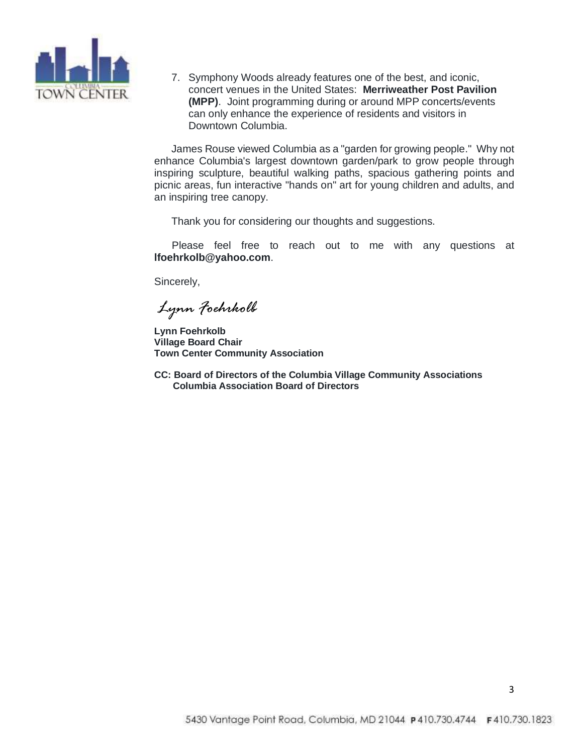7. Symphony Woods already features one of the best, and iconic, concert venues in the United States: **Merriweather Post Pavilion (MPP)**. Joint programming during or around MPP concerts/events can only enhance the experience of residents and visitors in Downtown Columbia.

James Rouse viewed Columbia as a "garden for growing people." Why not enhance Columbia's largest downtown garden/park to grow people through inspiring sculpture, beautiful walking paths, spacious gathering points and picnic areas, fun interactive "hands on" art for young children and adults, and an inspiring tree canopy.

Thank you for considering our thoughts and suggestions.

Please feel free to reach out to me with any questions at **lfoehrkolb@yahoo.com**.

Sincerely,

*Lynn Foehrkolb*

**Lynn Foehrkolb**
**Village Board Chair**
**Town Center Community Association**

**CC: Board of Directors of the Columbia Village Community Associations**
**Columbia Association Board of Directors**

5430 Vantage Point Road, Columbia, MD 21044 P 410.730.4744 F 410.730.1823